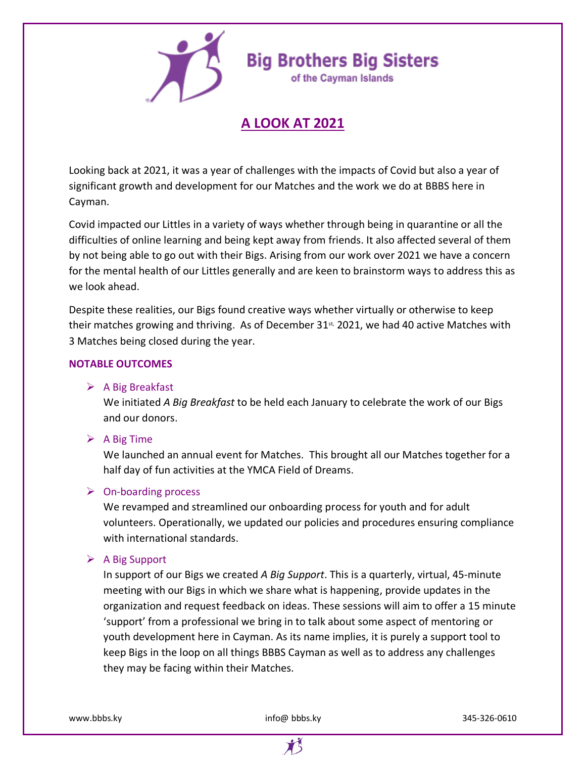# Big Brothers Big Sisters

of the Cayman Islands

## A LOOK AT 2021

Looking back at 2021, it was a year of challenges with the impacts of Covid but also a year of significant growth and development for our Matches and the work we do at BBBS here in Cayman.

Covid impacted our Littles in a variety of ways whether through being in quarantine or all the difficulties of online learning and being kept away from friends. It also affected several of them by not being able to go out with their Bigs. Arising from our work over 2021 we have a concern for the mental health of our Littles generally and are keen to brainstorm ways to address this as we look ahead.

Despite these realities, our Bigs found creative ways whether virtually or otherwise to keep their matches growing and thriving. As of December 31st, 2021, we had 40 active Matches with 3 Matches being closed during the year.

### NOTABLE OUTCOMES

- A Big Breakfast
  We initiated *A Big Breakfast* to be held each January to celebrate the work of our Bigs and our donors.
- A Big Time
  We launched an annual event for Matches. This brought all our Matches together for a half day of fun activities at the YMCA Field of Dreams.
- On-boarding process
  We revamped and streamlined our onboarding process for youth and for adult volunteers. Operationally, we updated our policies and procedures ensuring compliance with international standards.
- A Big Support
  In support of our Bigs we created *A Big Support*. This is a quarterly, virtual, 45-minute meeting with our Bigs in which we share what is happening, provide updates in the organization and request feedback on ideas. These sessions will aim to offer a 15 minute 'support' from a professional we bring in to talk about some aspect of mentoring or youth development here in Cayman. As its name implies, it is purely a support tool to keep Bigs in the loop on all things BBBS Cayman as well as to address any challenges they may be facing within their Matches.

www.bbbs.ky info@ bbbs.ky 345-326-0610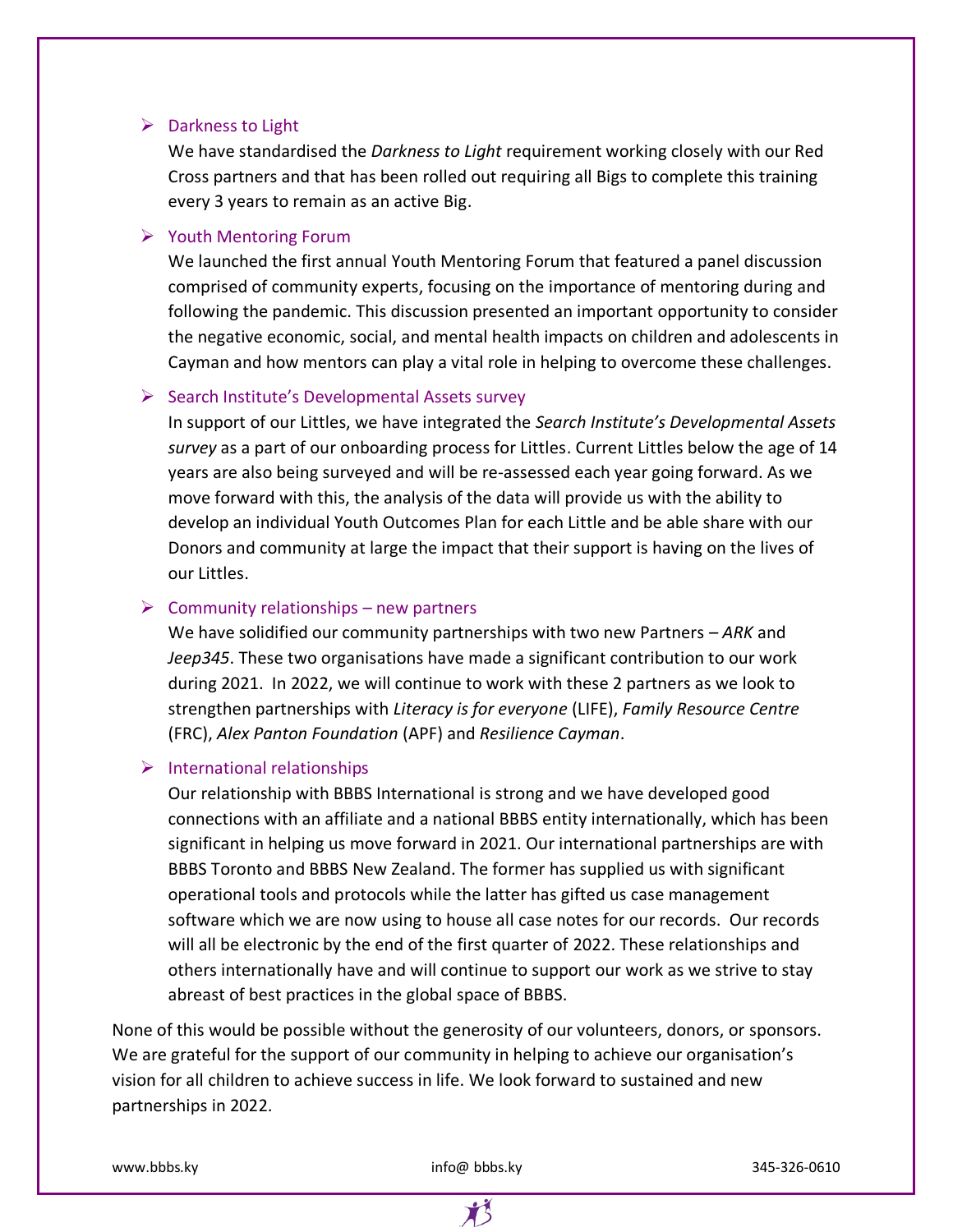- Darkness to Light

  We have standardised the *Darkness to Light* requirement working closely with our Red Cross partners and that has been rolled out requiring all Bigs to complete this training every 3 years to remain as an active Big.

- Youth Mentoring Forum

  We launched the first annual Youth Mentoring Forum that featured a panel discussion comprised of community experts, focusing on the importance of mentoring during and following the pandemic. This discussion presented an important opportunity to consider the negative economic, social, and mental health impacts on children and adolescents in Cayman and how mentors can play a vital role in helping to overcome these challenges.

- Search Institute's Developmental Assets survey

  In support of our Littles, we have integrated the *Search Institute's Developmental Assets survey* as a part of our onboarding process for Littles. Current Littles below the age of 14 years are also being surveyed and will be re-assessed each year going forward. As we move forward with this, the analysis of the data will provide us with the ability to develop an individual Youth Outcomes Plan for each Little and be able share with our Donors and community at large the impact that their support is having on the lives of our Littles.

- Community relationships – new partners

  We have solidified our community partnerships with two new Partners – *ARK* and *Jeep345*. These two organisations have made a significant contribution to our work during 2021. In 2022, we will continue to work with these 2 partners as we look to strengthen partnerships with *Literacy is for everyone* (LIFE), *Family Resource Centre* (FRC), *Alex Panton Foundation* (APF) and *Resilience Cayman*.

- International relationships

  Our relationship with BBBS International is strong and we have developed good connections with an affiliate and a national BBBS entity internationally, which has been significant in helping us move forward in 2021. Our international partnerships are with BBBS Toronto and BBBS New Zealand. The former has supplied us with significant operational tools and protocols while the latter has gifted us case management software which we are now using to house all case notes for our records. Our records will all be electronic by the end of the first quarter of 2022. These relationships and others internationally have and will continue to support our work as we strive to stay abreast of best practices in the global space of BBBS.

None of this would be possible without the generosity of our volunteers, donors, or sponsors. We are grateful for the support of our community in helping to achieve our organisation's vision for all children to achieve success in life. We look forward to sustained and new partnerships in 2022.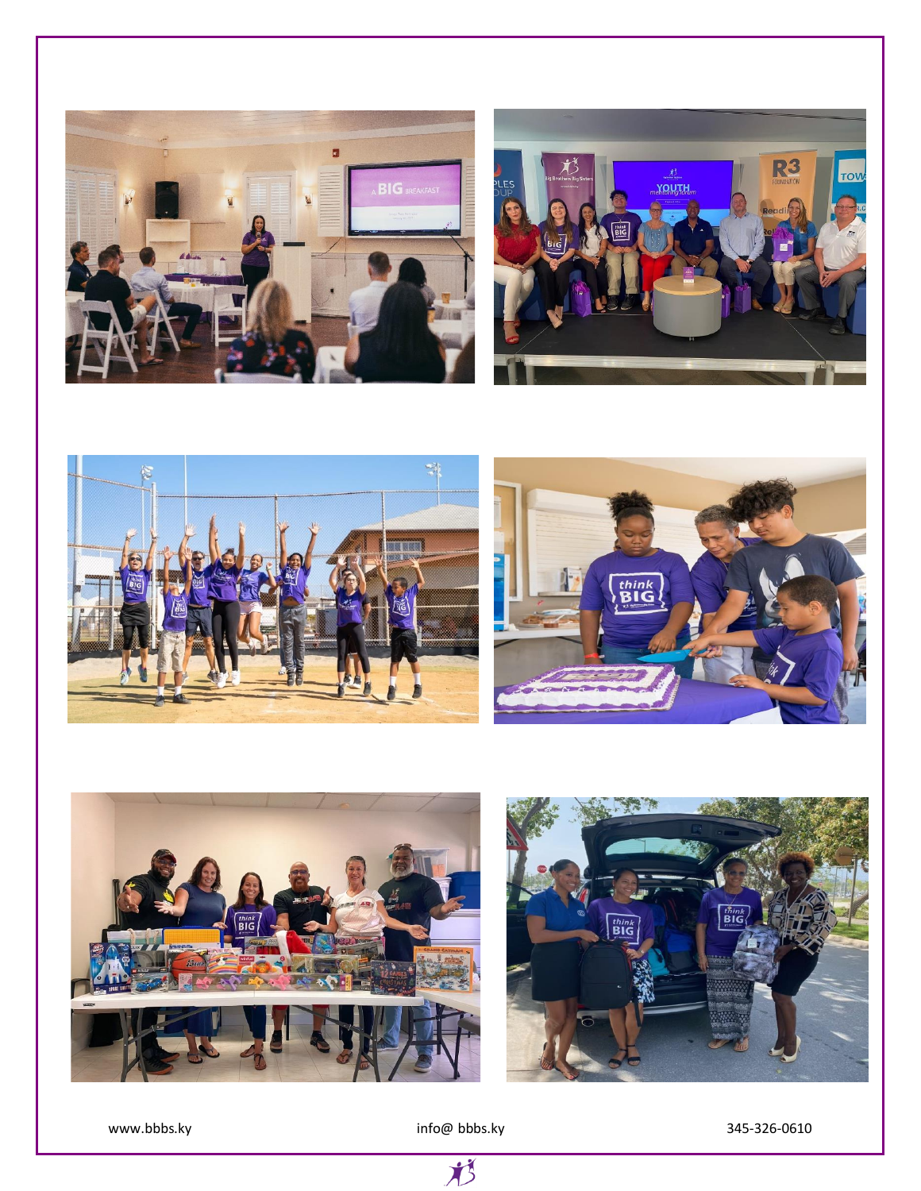www.bbbs.ky info@ bbbs.ky 345-326-0610